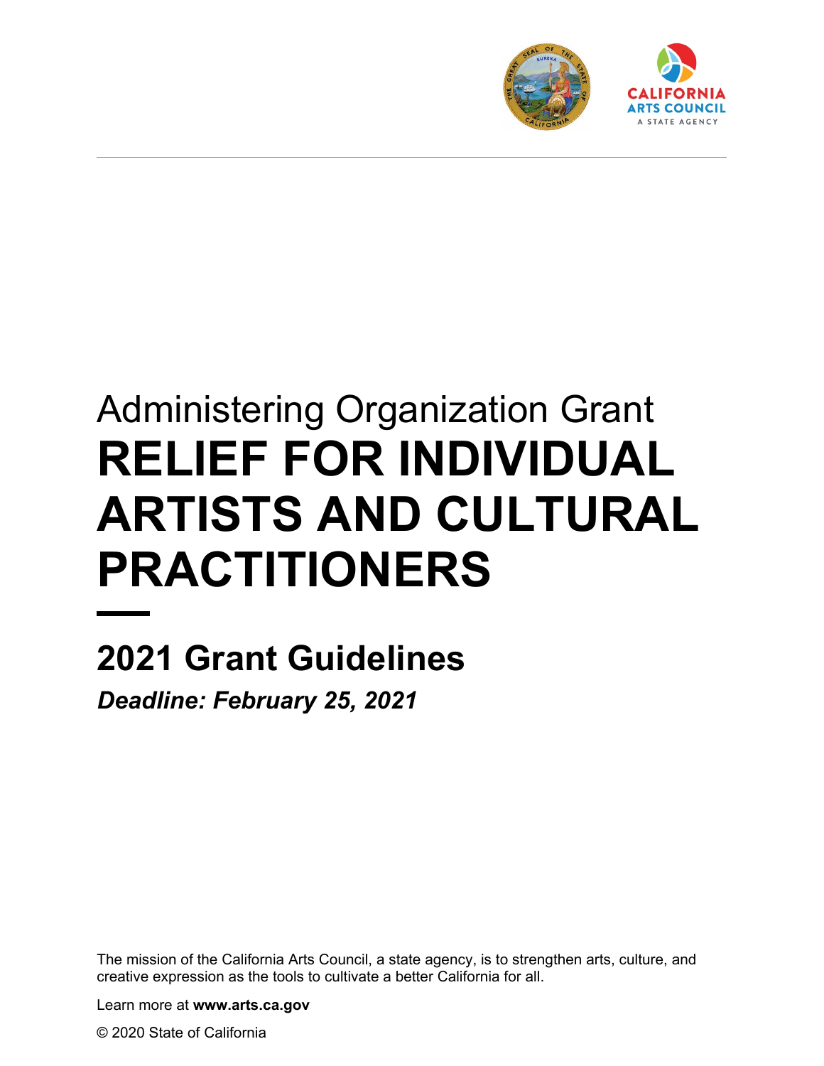CALIFORNIA ARTS COUNCIL
A STATE AGENCY

# Administering Organization Grant
# RELIEF FOR INDIVIDUAL ARTISTS AND CULTURAL PRACTITIONERS

## 2021 Grant Guidelines

***Deadline: February 25, 2021***

The mission of the California Arts Council, a state agency, is to strengthen arts, culture, and creative expression as the tools to cultivate a better California for all.

Learn more at **www.arts.ca.gov**

© 2020 State of California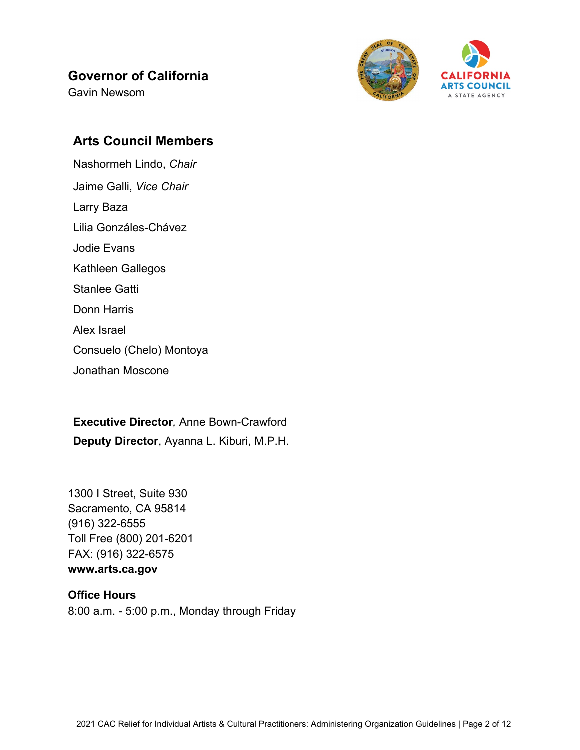**Governor of California**
Gavin Newsom

## Arts Council Members

Nashormeh Lindo, *Chair*

Jaime Galli, *Vice Chair*

Larry Baza

Lilia Gonzáles-Chávez

Jodie Evans

Kathleen Gallegos

Stanlee Gatti

Donn Harris

Alex Israel

Consuelo (Chelo) Montoya

Jonathan Moscone

---

**Executive Director***,* Anne Bown-Crawford

**Deputy Director**, Ayanna L. Kiburi, M.P.H.

---

1300 I Street, Suite 930
Sacramento, CA 95814
(916) 322-6555
Toll Free (800) 201-6201
FAX: (916) 322-6575
**www.arts.ca.gov**

**Office Hours**
8:00 a.m. - 5:00 p.m., Monday through Friday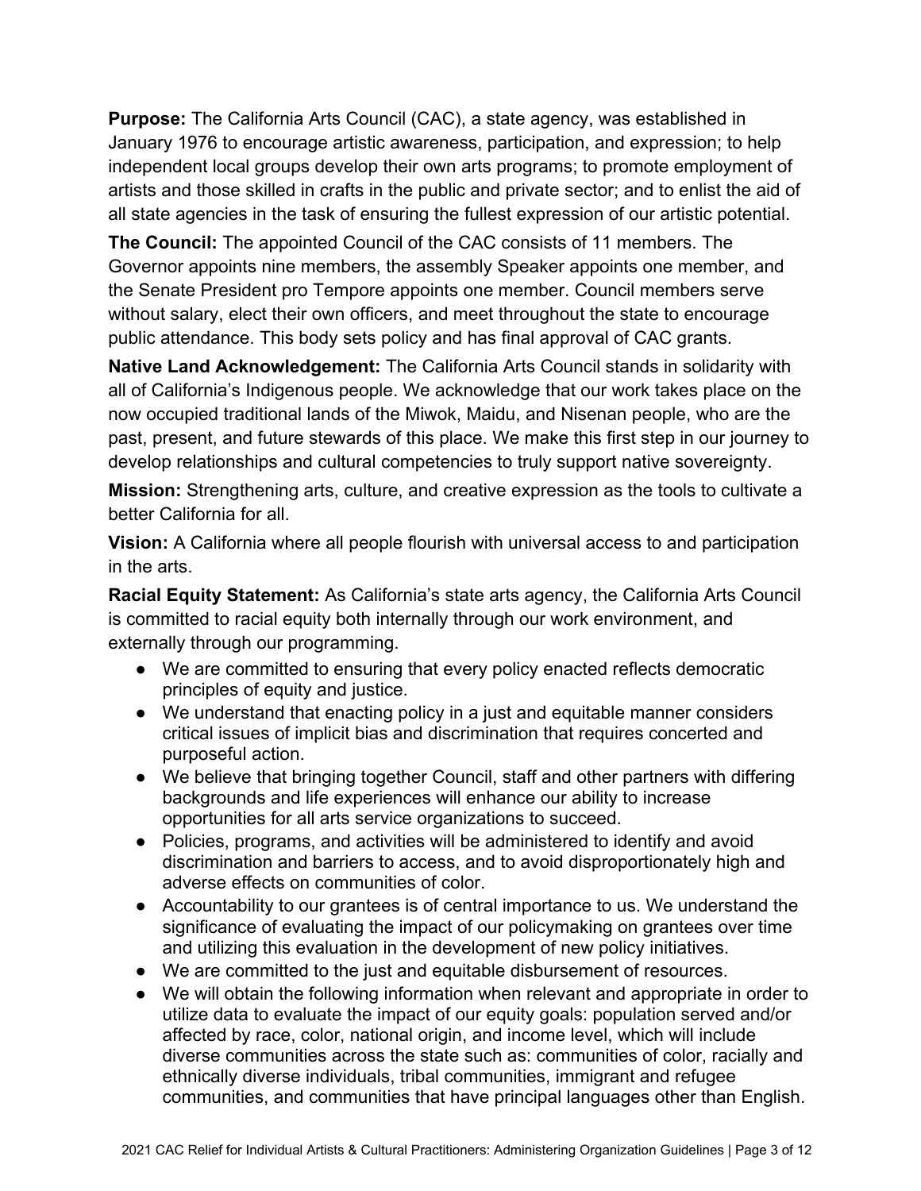**Purpose:** The California Arts Council (CAC), a state agency, was established in January 1976 to encourage artistic awareness, participation, and expression; to help independent local groups develop their own arts programs; to promote employment of artists and those skilled in crafts in the public and private sector; and to enlist the aid of all state agencies in the task of ensuring the fullest expression of our artistic potential.

**The Council:** The appointed Council of the CAC consists of 11 members. The Governor appoints nine members, the assembly Speaker appoints one member, and the Senate President pro Tempore appoints one member. Council members serve without salary, elect their own officers, and meet throughout the state to encourage public attendance. This body sets policy and has final approval of CAC grants.

**Native Land Acknowledgement:** The California Arts Council stands in solidarity with all of California's Indigenous people. We acknowledge that our work takes place on the now occupied traditional lands of the Miwok, Maidu, and Nisenan people, who are the past, present, and future stewards of this place. We make this first step in our journey to develop relationships and cultural competencies to truly support native sovereignty.

**Mission:** Strengthening arts, culture, and creative expression as the tools to cultivate a better California for all.

**Vision:** A California where all people flourish with universal access to and participation in the arts.

**Racial Equity Statement:** As California's state arts agency, the California Arts Council is committed to racial equity both internally through our work environment, and externally through our programming.

- We are committed to ensuring that every policy enacted reflects democratic principles of equity and justice.
- We understand that enacting policy in a just and equitable manner considers critical issues of implicit bias and discrimination that requires concerted and purposeful action.
- We believe that bringing together Council, staff and other partners with differing backgrounds and life experiences will enhance our ability to increase opportunities for all arts service organizations to succeed.
- Policies, programs, and activities will be administered to identify and avoid discrimination and barriers to access, and to avoid disproportionately high and adverse effects on communities of color.
- Accountability to our grantees is of central importance to us. We understand the significance of evaluating the impact of our policymaking on grantees over time and utilizing this evaluation in the development of new policy initiatives.
- We are committed to the just and equitable disbursement of resources.
- We will obtain the following information when relevant and appropriate in order to utilize data to evaluate the impact of our equity goals: population served and/or affected by race, color, national origin, and income level, which will include diverse communities across the state such as: communities of color, racially and ethnically diverse individuals, tribal communities, immigrant and refugee communities, and communities that have principal languages other than English.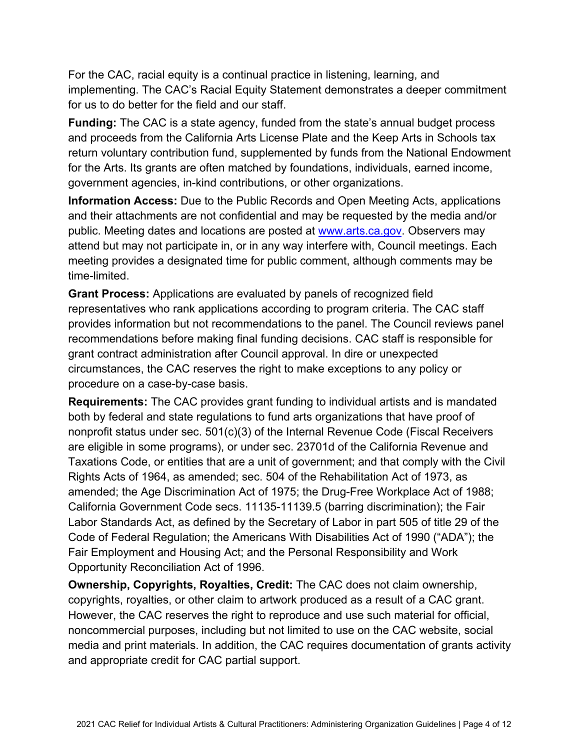For the CAC, racial equity is a continual practice in listening, learning, and implementing. The CAC's Racial Equity Statement demonstrates a deeper commitment for us to do better for the field and our staff.

**Funding:** The CAC is a state agency, funded from the state's annual budget process and proceeds from the California Arts License Plate and the Keep Arts in Schools tax return voluntary contribution fund, supplemented by funds from the National Endowment for the Arts. Its grants are often matched by foundations, individuals, earned income, government agencies, in-kind contributions, or other organizations.

**Information Access:** Due to the Public Records and Open Meeting Acts, applications and their attachments are not confidential and may be requested by the media and/or public. Meeting dates and locations are posted at [www.arts.ca.gov](http://www.arts.ca.gov). Observers may attend but may not participate in, or in any way interfere with, Council meetings. Each meeting provides a designated time for public comment, although comments may be time-limited.

**Grant Process:** Applications are evaluated by panels of recognized field representatives who rank applications according to program criteria. The CAC staff provides information but not recommendations to the panel. The Council reviews panel recommendations before making final funding decisions. CAC staff is responsible for grant contract administration after Council approval. In dire or unexpected circumstances, the CAC reserves the right to make exceptions to any policy or procedure on a case-by-case basis.

**Requirements:** The CAC provides grant funding to individual artists and is mandated both by federal and state regulations to fund arts organizations that have proof of nonprofit status under sec. 501(c)(3) of the Internal Revenue Code (Fiscal Receivers are eligible in some programs), or under sec. 23701d of the California Revenue and Taxations Code, or entities that are a unit of government; and that comply with the Civil Rights Acts of 1964, as amended; sec. 504 of the Rehabilitation Act of 1973, as amended; the Age Discrimination Act of 1975; the Drug-Free Workplace Act of 1988; California Government Code secs. 11135-11139.5 (barring discrimination); the Fair Labor Standards Act, as defined by the Secretary of Labor in part 505 of title 29 of the Code of Federal Regulation; the Americans With Disabilities Act of 1990 ("ADA"); the Fair Employment and Housing Act; and the Personal Responsibility and Work Opportunity Reconciliation Act of 1996.

**Ownership, Copyrights, Royalties, Credit:** The CAC does not claim ownership, copyrights, royalties, or other claim to artwork produced as a result of a CAC grant. However, the CAC reserves the right to reproduce and use such material for official, noncommercial purposes, including but not limited to use on the CAC website, social media and print materials. In addition, the CAC requires documentation of grants activity and appropriate credit for CAC partial support.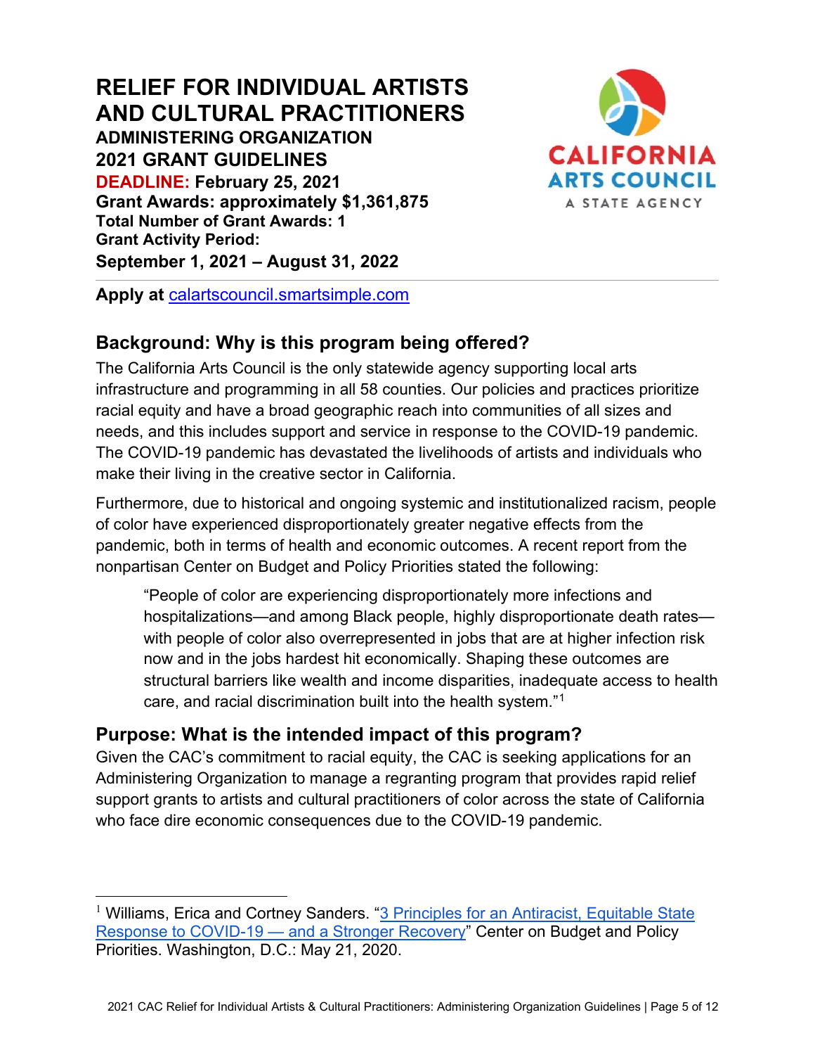# RELIEF FOR INDIVIDUAL ARTISTS AND CULTURAL PRACTITIONERS

**ADMINISTERING ORGANIZATION**
**2021 GRANT GUIDELINES**
**DEADLINE: February 25, 2021**
**Grant Awards: approximately $1,361,875**
**Total Number of Grant Awards: 1**
**Grant Activity Period:**
**September 1, 2021 – August 31, 2022**

**Apply at** [calartscouncil.smartsimple.com](calartscouncil.smartsimple.com)

## Background: Why is this program being offered?

The California Arts Council is the only statewide agency supporting local arts infrastructure and programming in all 58 counties. Our policies and practices prioritize racial equity and have a broad geographic reach into communities of all sizes and needs, and this includes support and service in response to the COVID-19 pandemic. The COVID-19 pandemic has devastated the livelihoods of artists and individuals who make their living in the creative sector in California.

Furthermore, due to historical and ongoing systemic and institutionalized racism, people of color have experienced disproportionately greater negative effects from the pandemic, both in terms of health and economic outcomes. A recent report from the nonpartisan Center on Budget and Policy Priorities stated the following:

> "People of color are experiencing disproportionately more infections and hospitalizations—and among Black people, highly disproportionate death rates—with people of color also overrepresented in jobs that are at higher infection risk now and in the jobs hardest hit economically. Shaping these outcomes are structural barriers like wealth and income disparities, inadequate access to health care, and racial discrimination built into the health system."[1]

## Purpose: What is the intended impact of this program?

Given the CAC's commitment to racial equity, the CAC is seeking applications for an Administering Organization to manage a regranting program that provides rapid relief support grants to artists and cultural practitioners of color across the state of California who face dire economic consequences due to the COVID-19 pandemic.

---

[1] Williams, Erica and Cortney Sanders. "3 Principles for an Antiracist, Equitable State Response to COVID-19 — and a Stronger Recovery" Center on Budget and Policy Priorities. Washington, D.C.: May 21, 2020.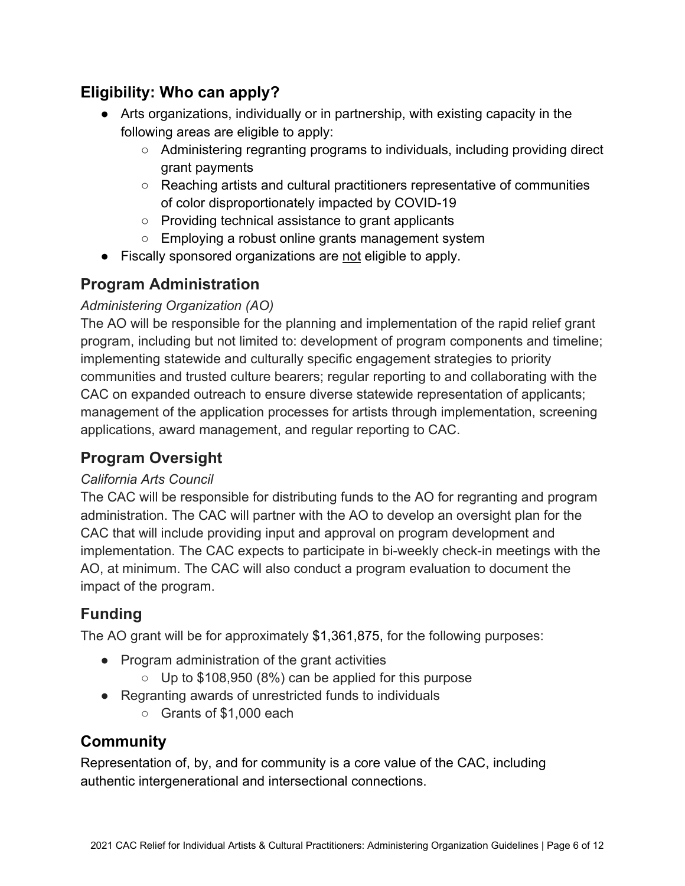## Eligibility: Who can apply?

- Arts organizations, individually or in partnership, with existing capacity in the following areas are eligible to apply:
  - Administering regranting programs to individuals, including providing direct grant payments
  - Reaching artists and cultural practitioners representative of communities of color disproportionately impacted by COVID-19
  - Providing technical assistance to grant applicants
  - Employing a robust online grants management system
- Fiscally sponsored organizations are not eligible to apply.

## Program Administration

*Administering Organization (AO)*

The AO will be responsible for the planning and implementation of the rapid relief grant program, including but not limited to: development of program components and timeline; implementing statewide and culturally specific engagement strategies to priority communities and trusted culture bearers; regular reporting to and collaborating with the CAC on expanded outreach to ensure diverse statewide representation of applicants; management of the application processes for artists through implementation, screening applications, award management, and regular reporting to CAC.

## Program Oversight

*California Arts Council*

The CAC will be responsible for distributing funds to the AO for regranting and program administration. The CAC will partner with the AO to develop an oversight plan for the CAC that will include providing input and approval on program development and implementation. The CAC expects to participate in bi-weekly check-in meetings with the AO, at minimum. The CAC will also conduct a program evaluation to document the impact of the program.

## Funding

The AO grant will be for approximately $1,361,875, for the following purposes:

- Program administration of the grant activities
  - Up to $108,950 (8%) can be applied for this purpose
- Regranting awards of unrestricted funds to individuals
  - Grants of $1,000 each

## Community

Representation of, by, and for community is a core value of the CAC, including authentic intergenerational and intersectional connections.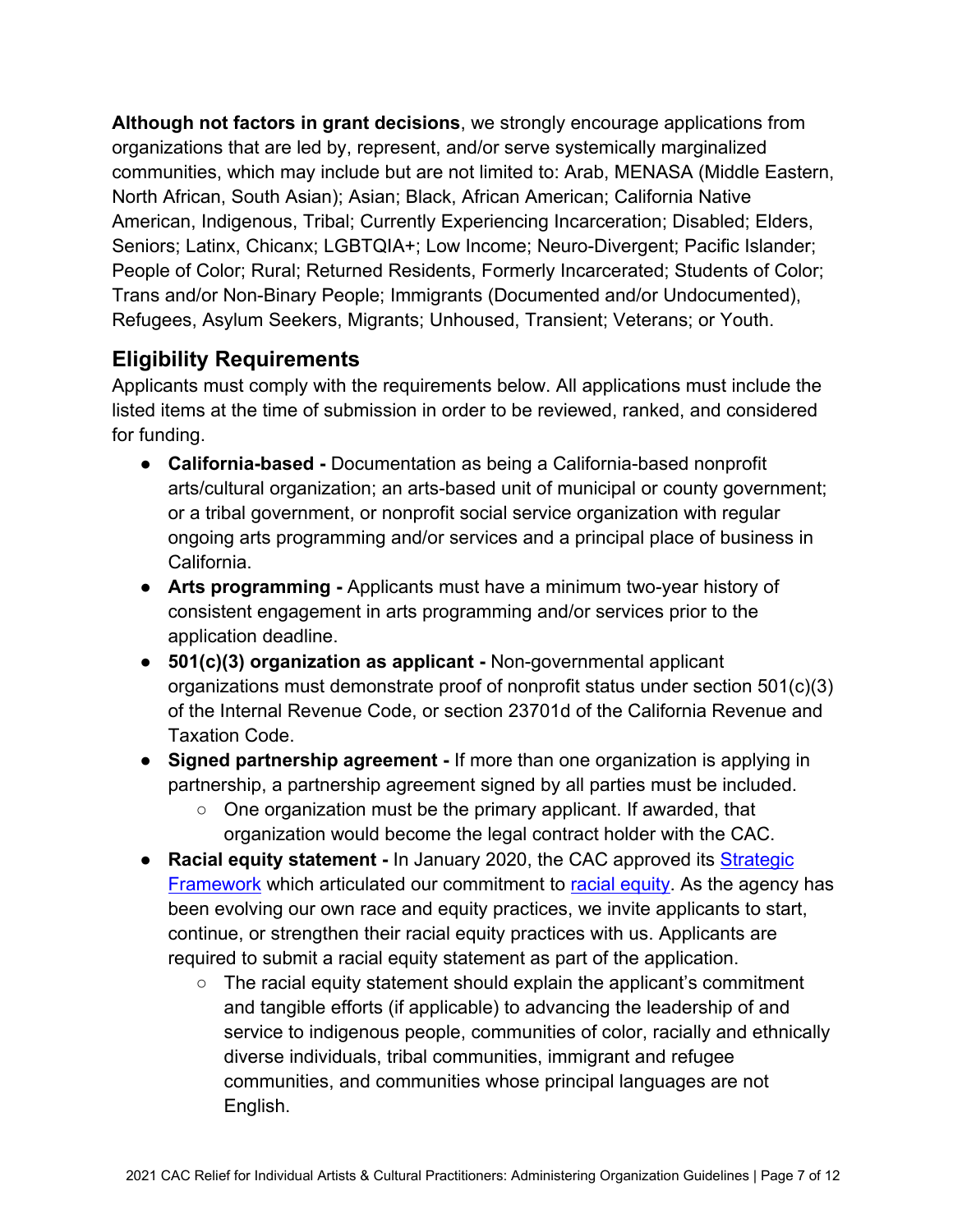**Although not factors in grant decisions**, we strongly encourage applications from organizations that are led by, represent, and/or serve systemically marginalized communities, which may include but are not limited to: Arab, MENASA (Middle Eastern, North African, South Asian); Asian; Black, African American; California Native American, Indigenous, Tribal; Currently Experiencing Incarceration; Disabled; Elders, Seniors; Latinx, Chicanx; LGBTQIA+; Low Income; Neuro-Divergent; Pacific Islander; People of Color; Rural; Returned Residents, Formerly Incarcerated; Students of Color; Trans and/or Non-Binary People; Immigrants (Documented and/or Undocumented), Refugees, Asylum Seekers, Migrants; Unhoused, Transient; Veterans; or Youth.

## Eligibility Requirements

Applicants must comply with the requirements below. All applications must include the listed items at the time of submission in order to be reviewed, ranked, and considered for funding.

- **California-based -** Documentation as being a California-based nonprofit arts/cultural organization; an arts-based unit of municipal or county government; or a tribal government, or nonprofit social service organization with regular ongoing arts programming and/or services and a principal place of business in California.
- **Arts programming -** Applicants must have a minimum two-year history of consistent engagement in arts programming and/or services prior to the application deadline.
- **501(c)(3) organization as applicant -** Non-governmental applicant organizations must demonstrate proof of nonprofit status under section 501(c)(3) of the Internal Revenue Code, or section 23701d of the California Revenue and Taxation Code.
- **Signed partnership agreement -** If more than one organization is applying in partnership, a partnership agreement signed by all parties must be included.
  - One organization must be the primary applicant. If awarded, that organization would become the legal contract holder with the CAC.
- **Racial equity statement -** In January 2020, the CAC approved its Strategic Framework which articulated our commitment to racial equity. As the agency has been evolving our own race and equity practices, we invite applicants to start, continue, or strengthen their racial equity practices with us. Applicants are required to submit a racial equity statement as part of the application.
  - The racial equity statement should explain the applicant's commitment and tangible efforts (if applicable) to advancing the leadership of and service to indigenous people, communities of color, racially and ethnically diverse individuals, tribal communities, immigrant and refugee communities, and communities whose principal languages are not English.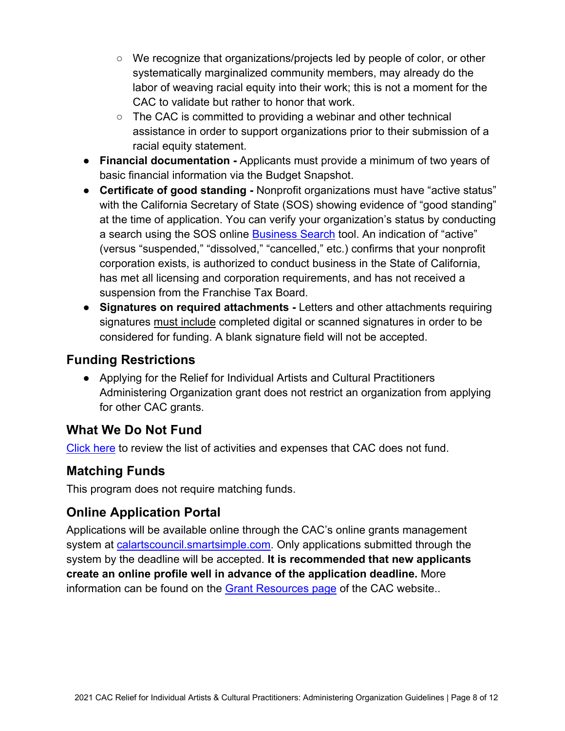- We recognize that organizations/projects led by people of color, or other systematically marginalized community members, may already do the labor of weaving racial equity into their work; this is not a moment for the CAC to validate but rather to honor that work.
    - The CAC is committed to providing a webinar and other technical assistance in order to support organizations prior to their submission of a racial equity statement.
- **Financial documentation -** Applicants must provide a minimum of two years of basic financial information via the Budget Snapshot.
- **Certificate of good standing -** Nonprofit organizations must have "active status" with the California Secretary of State (SOS) showing evidence of "good standing" at the time of application. You can verify your organization's status by conducting a search using the SOS online Business Search tool. An indication of "active" (versus "suspended," "dissolved," "cancelled," etc.) confirms that your nonprofit corporation exists, is authorized to conduct business in the State of California, has met all licensing and corporation requirements, and has not received a suspension from the Franchise Tax Board.
- **Signatures on required attachments -** Letters and other attachments requiring signatures must include completed digital or scanned signatures in order to be considered for funding. A blank signature field will not be accepted.

## Funding Restrictions

- Applying for the Relief for Individual Artists and Cultural Practitioners Administering Organization grant does not restrict an organization from applying for other CAC grants.

## What We Do Not Fund

Click here to review the list of activities and expenses that CAC does not fund.

## Matching Funds

This program does not require matching funds.

## Online Application Portal

Applications will be available online through the CAC's online grants management system at calartscouncil.smartsimple.com. Only applications submitted through the system by the deadline will be accepted. **It is recommended that new applicants create an online profile well in advance of the application deadline.** More information can be found on the Grant Resources page of the CAC website..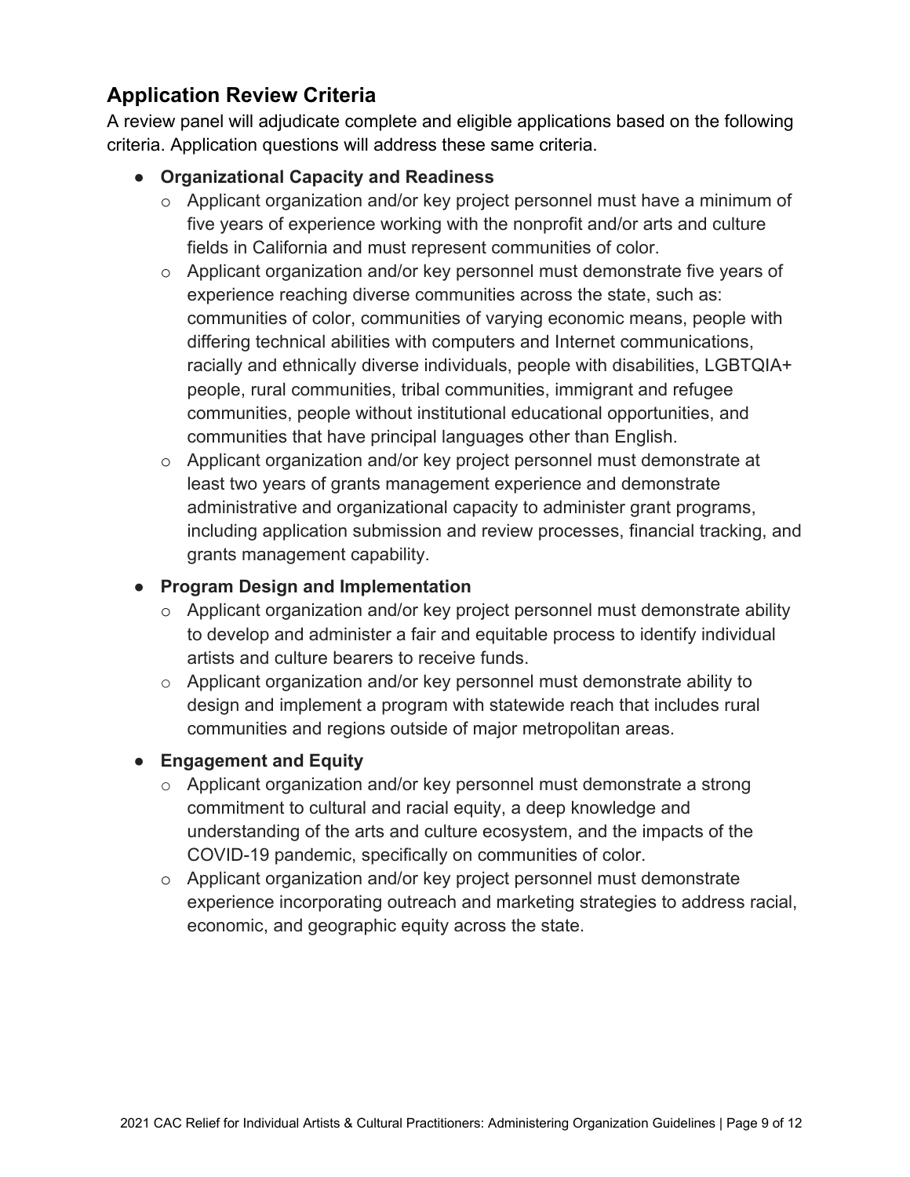## Application Review Criteria

A review panel will adjudicate complete and eligible applications based on the following criteria. Application questions will address these same criteria.

- **Organizational Capacity and Readiness**
  - Applicant organization and/or key project personnel must have a minimum of five years of experience working with the nonprofit and/or arts and culture fields in California and must represent communities of color.
  - Applicant organization and/or key personnel must demonstrate five years of experience reaching diverse communities across the state, such as: communities of color, communities of varying economic means, people with differing technical abilities with computers and Internet communications, racially and ethnically diverse individuals, people with disabilities, LGBTQIA+ people, rural communities, tribal communities, immigrant and refugee communities, people without institutional educational opportunities, and communities that have principal languages other than English.
  - Applicant organization and/or key project personnel must demonstrate at least two years of grants management experience and demonstrate administrative and organizational capacity to administer grant programs, including application submission and review processes, financial tracking, and grants management capability.
- **Program Design and Implementation**
  - Applicant organization and/or key project personnel must demonstrate ability to develop and administer a fair and equitable process to identify individual artists and culture bearers to receive funds.
  - Applicant organization and/or key personnel must demonstrate ability to design and implement a program with statewide reach that includes rural communities and regions outside of major metropolitan areas.
- **Engagement and Equity**
  - Applicant organization and/or key personnel must demonstrate a strong commitment to cultural and racial equity, a deep knowledge and understanding of the arts and culture ecosystem, and the impacts of the COVID-19 pandemic, specifically on communities of color.
  - Applicant organization and/or key project personnel must demonstrate experience incorporating outreach and marketing strategies to address racial, economic, and geographic equity across the state.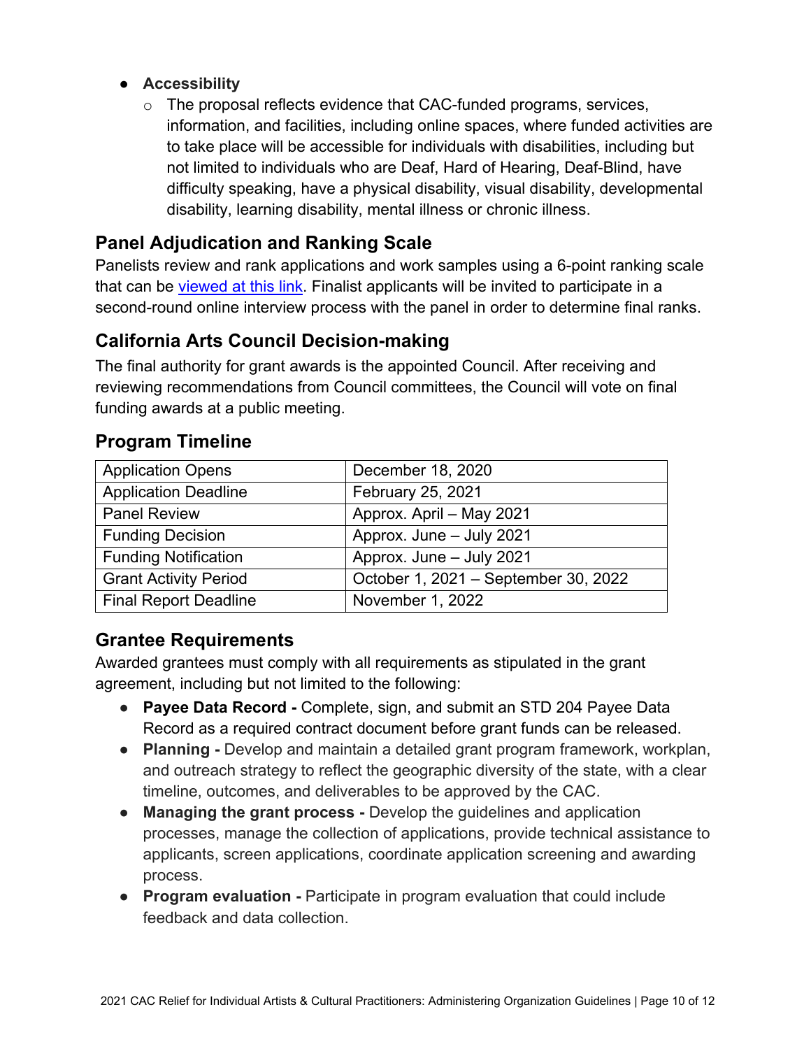- **Accessibility**
  - The proposal reflects evidence that CAC-funded programs, services, information, and facilities, including online spaces, where funded activities are to take place will be accessible for individuals with disabilities, including but not limited to individuals who are Deaf, Hard of Hearing, Deaf-Blind, have difficulty speaking, have a physical disability, visual disability, developmental disability, learning disability, mental illness or chronic illness.

## Panel Adjudication and Ranking Scale

Panelists review and rank applications and work samples using a 6-point ranking scale that can be viewed at this link. Finalist applicants will be invited to participate in a second-round online interview process with the panel in order to determine final ranks.

## California Arts Council Decision-making

The final authority for grant awards is the appointed Council. After receiving and reviewing recommendations from Council committees, the Council will vote on final funding awards at a public meeting.

## Program Timeline

| | |
|---|---|
| Application Opens | December 18, 2020 |
| Application Deadline | February 25, 2021 |
| Panel Review | Approx. April – May 2021 |
| Funding Decision | Approx. June – July 2021 |
| Funding Notification | Approx. June – July 2021 |
| Grant Activity Period | October 1, 2021 – September 30, 2022 |
| Final Report Deadline | November 1, 2022 |

## Grantee Requirements

Awarded grantees must comply with all requirements as stipulated in the grant agreement, including but not limited to the following:

- **Payee Data Record -** Complete, sign, and submit an STD 204 Payee Data Record as a required contract document before grant funds can be released.
- **Planning -** Develop and maintain a detailed grant program framework, workplan, and outreach strategy to reflect the geographic diversity of the state, with a clear timeline, outcomes, and deliverables to be approved by the CAC.
- **Managing the grant process -** Develop the guidelines and application processes, manage the collection of applications, provide technical assistance to applicants, screen applications, coordinate application screening and awarding process.
- **Program evaluation -** Participate in program evaluation that could include feedback and data collection.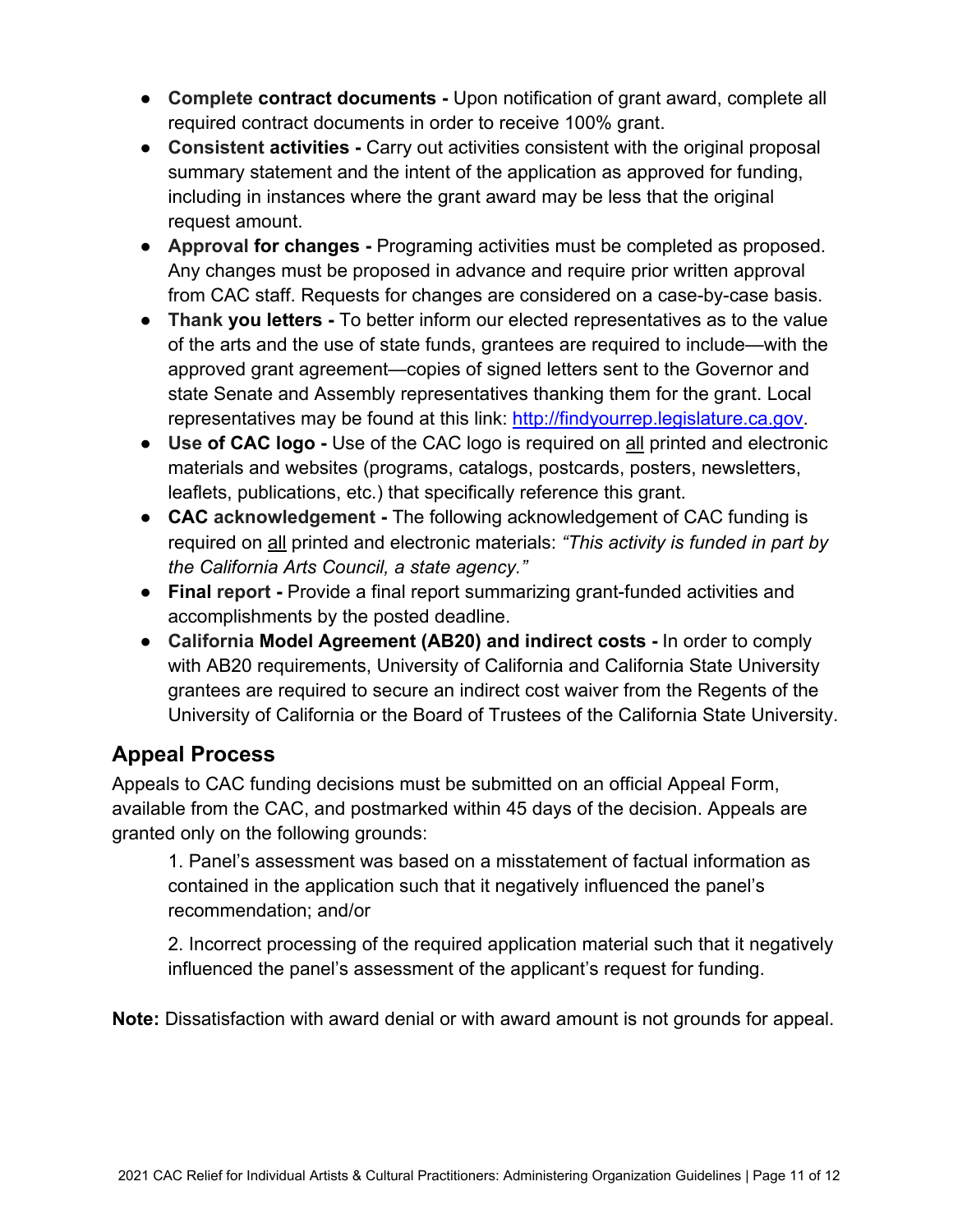- **Complete contract documents -** Upon notification of grant award, complete all required contract documents in order to receive 100% grant.
- **Consistent activities -** Carry out activities consistent with the original proposal summary statement and the intent of the application as approved for funding, including in instances where the grant award may be less that the original request amount.
- **Approval for changes -** Programing activities must be completed as proposed. Any changes must be proposed in advance and require prior written approval from CAC staff. Requests for changes are considered on a case-by-case basis.
- **Thank you letters -** To better inform our elected representatives as to the value of the arts and the use of state funds, grantees are required to include—with the approved grant agreement—copies of signed letters sent to the Governor and state Senate and Assembly representatives thanking them for the grant. Local representatives may be found at this link: [http://findyourrep.legislature.ca.gov](http://findyourrep.legislature.ca.gov).
- **Use of CAC logo -** Use of the CAC logo is required on all printed and electronic materials and websites (programs, catalogs, postcards, posters, newsletters, leaflets, publications, etc.) that specifically reference this grant.
- **CAC acknowledgement -** The following acknowledgement of CAC funding is required on all printed and electronic materials: *"This activity is funded in part by the California Arts Council, a state agency."*
- **Final report -** Provide a final report summarizing grant-funded activities and accomplishments by the posted deadline.
- **California Model Agreement (AB20) and indirect costs -** In order to comply with AB20 requirements, University of California and California State University grantees are required to secure an indirect cost waiver from the Regents of the University of California or the Board of Trustees of the California State University.

## Appeal Process

Appeals to CAC funding decisions must be submitted on an official Appeal Form, available from the CAC, and postmarked within 45 days of the decision. Appeals are granted only on the following grounds:

1. Panel's assessment was based on a misstatement of factual information as contained in the application such that it negatively influenced the panel's recommendation; and/or

2. Incorrect processing of the required application material such that it negatively influenced the panel's assessment of the applicant's request for funding.

**Note:** Dissatisfaction with award denial or with award amount is not grounds for appeal.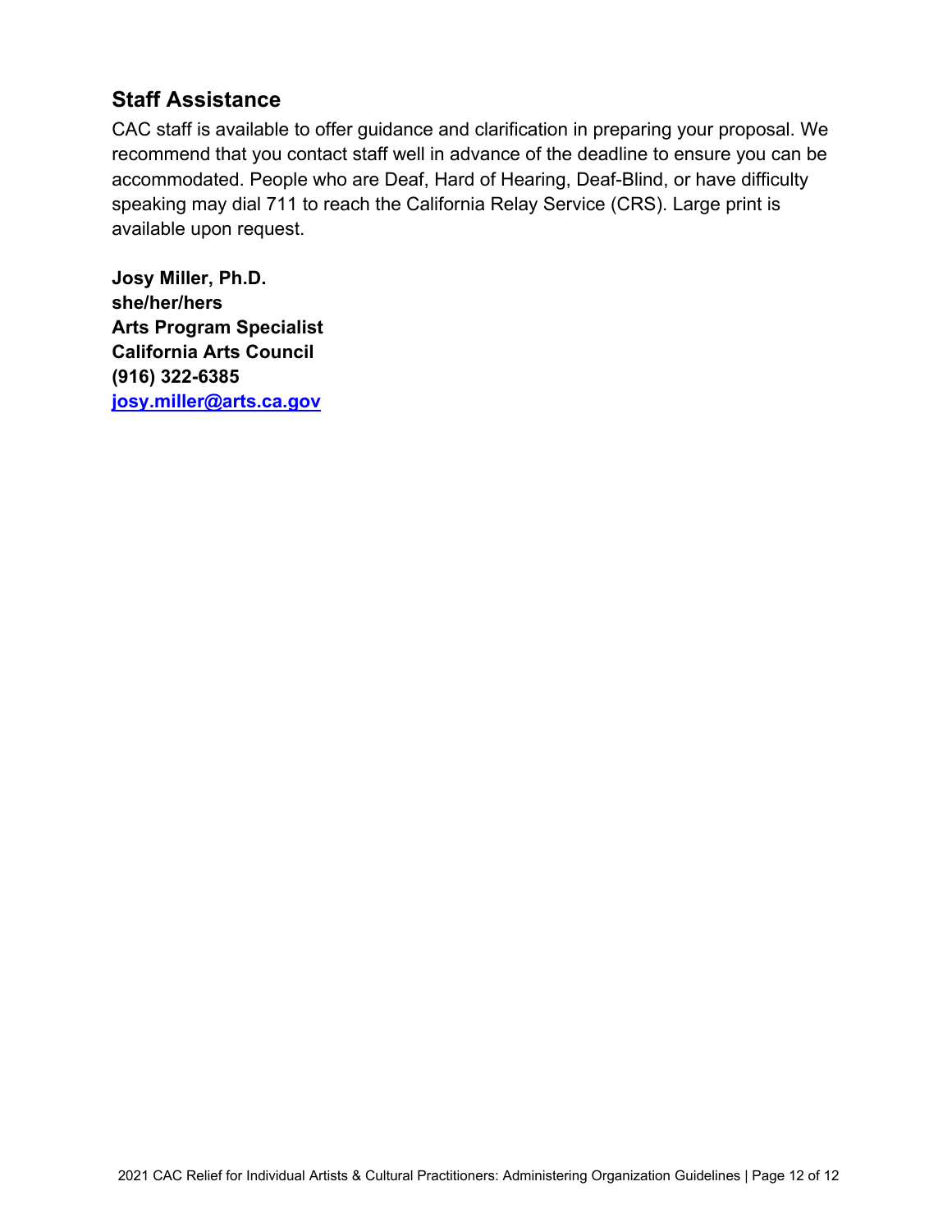## Staff Assistance

CAC staff is available to offer guidance and clarification in preparing your proposal. We recommend that you contact staff well in advance of the deadline to ensure you can be accommodated. People who are Deaf, Hard of Hearing, Deaf-Blind, or have difficulty speaking may dial 711 to reach the California Relay Service (CRS). Large print is available upon request.

**Josy Miller, Ph.D.**
**she/her/hers**
**Arts Program Specialist**
**California Arts Council**
**(916) 322-6385**
**[josy.miller@arts.ca.gov](mailto:josy.miller@arts.ca.gov)**